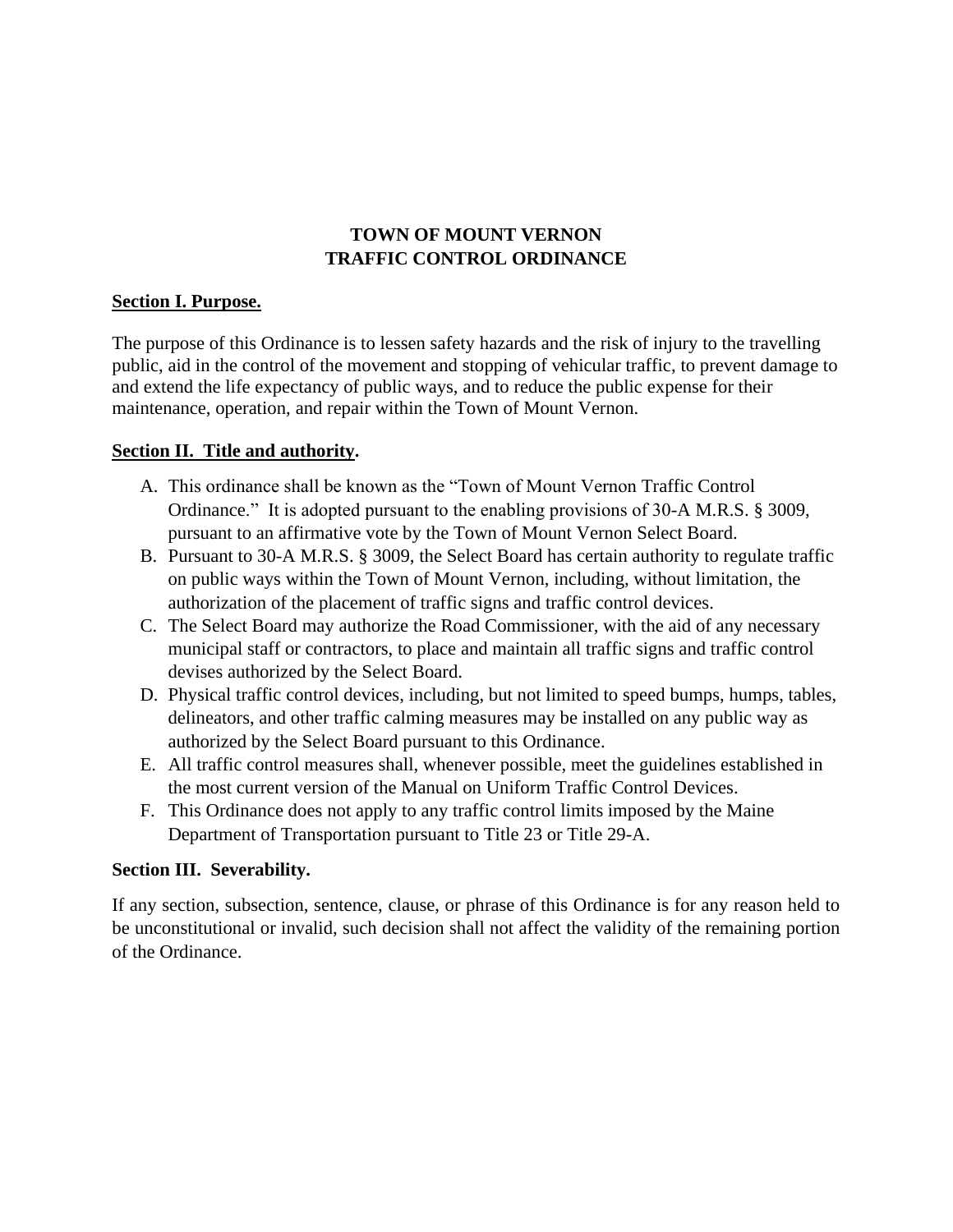**TOWN OF MOUNT VERNON**
**TRAFFIC CONTROL ORDINANCE**

**Section I. Purpose.**

The purpose of this Ordinance is to lessen safety hazards and the risk of injury to the travelling public, aid in the control of the movement and stopping of vehicular traffic, to prevent damage to and extend the life expectancy of public ways, and to reduce the public expense for their maintenance, operation, and repair within the Town of Mount Vernon.

**Section II. Title and authority.**

A. This ordinance shall be known as the "Town of Mount Vernon Traffic Control Ordinance." It is adopted pursuant to the enabling provisions of 30-A M.R.S. § 3009, pursuant to an affirmative vote by the Town of Mount Vernon Select Board.
B. Pursuant to 30-A M.R.S. § 3009, the Select Board has certain authority to regulate traffic on public ways within the Town of Mount Vernon, including, without limitation, the authorization of the placement of traffic signs and traffic control devices.
C. The Select Board may authorize the Road Commissioner, with the aid of any necessary municipal staff or contractors, to place and maintain all traffic signs and traffic control devises authorized by the Select Board.
D. Physical traffic control devices, including, but not limited to speed bumps, humps, tables, delineators, and other traffic calming measures may be installed on any public way as authorized by the Select Board pursuant to this Ordinance.
E. All traffic control measures shall, whenever possible, meet the guidelines established in the most current version of the Manual on Uniform Traffic Control Devices.
F. This Ordinance does not apply to any traffic control limits imposed by the Maine Department of Transportation pursuant to Title 23 or Title 29-A.

**Section III. Severability.**

If any section, subsection, sentence, clause, or phrase of this Ordinance is for any reason held to be unconstitutional or invalid, such decision shall not affect the validity of the remaining portion of the Ordinance.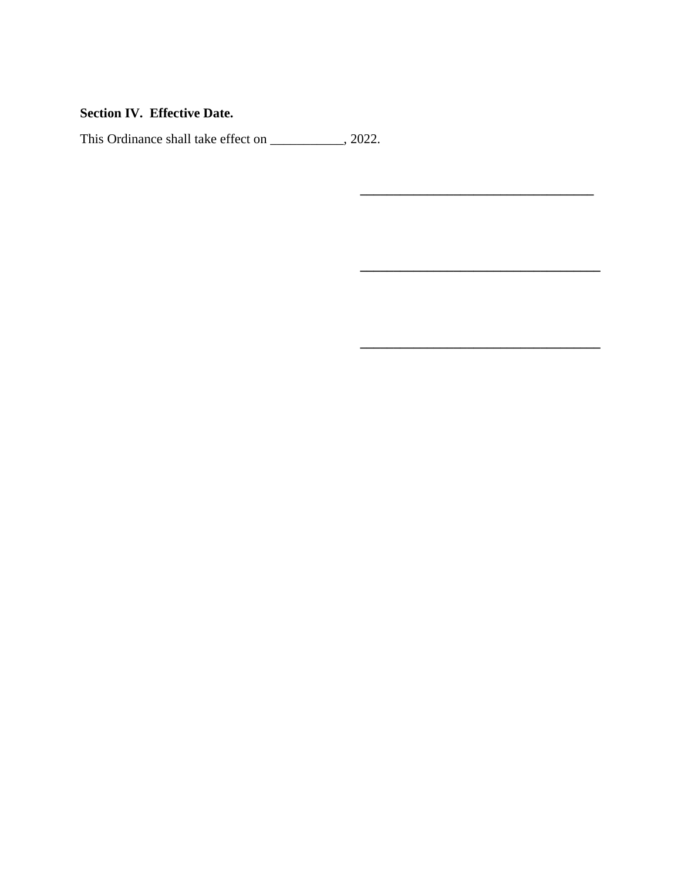**Section IV.  Effective Date.**

This Ordinance shall take effect on ___________, 2022.

___________________________________

___________________________________

___________________________________